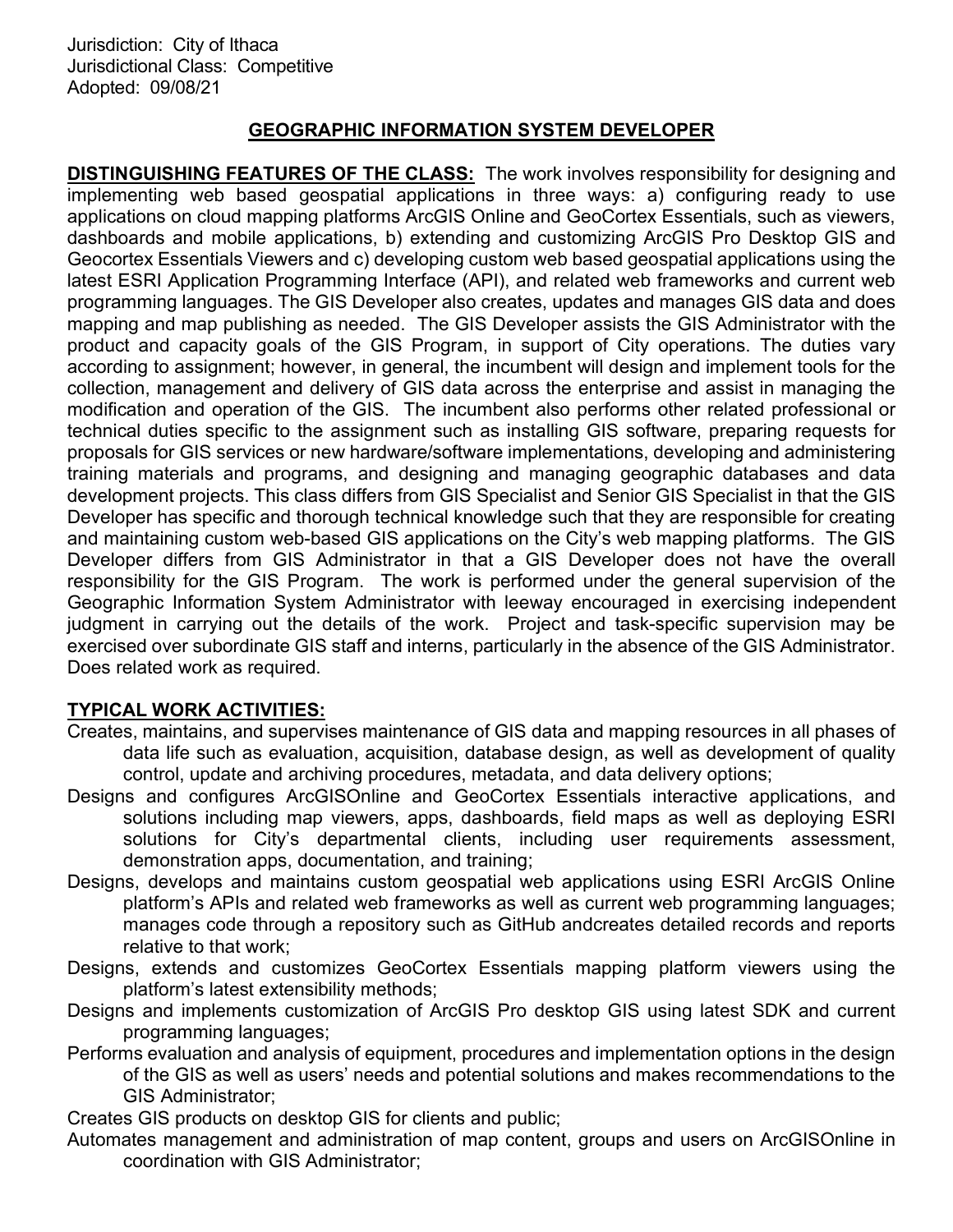Jurisdiction: City of Ithaca
Jurisdictional Class: Competitive
Adopted: 09/08/21

## GEOGRAPHIC INFORMATION SYSTEM DEVELOPER

**DISTINGUISHING FEATURES OF THE CLASS:** The work involves responsibility for designing and implementing web based geospatial applications in three ways: a) configuring ready to use applications on cloud mapping platforms ArcGIS Online and GeoCortex Essentials, such as viewers, dashboards and mobile applications, b) extending and customizing ArcGIS Pro Desktop GIS and Geocortex Essentials Viewers and c) developing custom web based geospatial applications using the latest ESRI Application Programming Interface (API), and related web frameworks and current web programming languages. The GIS Developer also creates, updates and manages GIS data and does mapping and map publishing as needed. The GIS Developer assists the GIS Administrator with the product and capacity goals of the GIS Program, in support of City operations. The duties vary according to assignment; however, in general, the incumbent will design and implement tools for the collection, management and delivery of GIS data across the enterprise and assist in managing the modification and operation of the GIS. The incumbent also performs other related professional or technical duties specific to the assignment such as installing GIS software, preparing requests for proposals for GIS services or new hardware/software implementations, developing and administering training materials and programs, and designing and managing geographic databases and data development projects. This class differs from GIS Specialist and Senior GIS Specialist in that the GIS Developer has specific and thorough technical knowledge such that they are responsible for creating and maintaining custom web-based GIS applications on the City's web mapping platforms. The GIS Developer differs from GIS Administrator in that a GIS Developer does not have the overall responsibility for the GIS Program. The work is performed under the general supervision of the Geographic Information System Administrator with leeway encouraged in exercising independent judgment in carrying out the details of the work. Project and task-specific supervision may be exercised over subordinate GIS staff and interns, particularly in the absence of the GIS Administrator. Does related work as required.

**TYPICAL WORK ACTIVITIES:**

Creates, maintains, and supervises maintenance of GIS data and mapping resources in all phases of data life such as evaluation, acquisition, database design, as well as development of quality control, update and archiving procedures, metadata, and data delivery options;

Designs and configures ArcGISOnline and GeoCortex Essentials interactive applications, and solutions including map viewers, apps, dashboards, field maps as well as deploying ESRI solutions for City's departmental clients, including user requirements assessment, demonstration apps, documentation, and training;

Designs, develops and maintains custom geospatial web applications using ESRI ArcGIS Online platform's APIs and related web frameworks as well as current web programming languages; manages code through a repository such as GitHub andcreates detailed records and reports relative to that work;

Designs, extends and customizes GeoCortex Essentials mapping platform viewers using the platform's latest extensibility methods;

Designs and implements customization of ArcGIS Pro desktop GIS using latest SDK and current programming languages;

Performs evaluation and analysis of equipment, procedures and implementation options in the design of the GIS as well as users' needs and potential solutions and makes recommendations to the GIS Administrator;

Creates GIS products on desktop GIS for clients and public;

Automates management and administration of map content, groups and users on ArcGISOnline in coordination with GIS Administrator;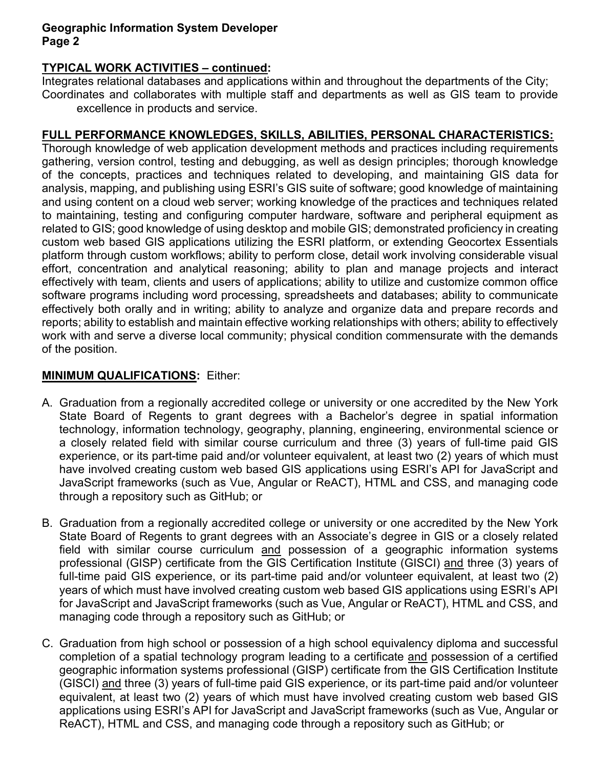**TYPICAL WORK ACTIVITIES – continued:**

Integrates relational databases and applications within and throughout the departments of the City;

Coordinates and collaborates with multiple staff and departments as well as GIS team to provide excellence in products and service.

**FULL PERFORMANCE KNOWLEDGES, SKILLS, ABILITIES, PERSONAL CHARACTERISTICS:**

Thorough knowledge of web application development methods and practices including requirements gathering, version control, testing and debugging, as well as design principles; thorough knowledge of the concepts, practices and techniques related to developing, and maintaining GIS data for analysis, mapping, and publishing using ESRI's GIS suite of software; good knowledge of maintaining and using content on a cloud web server; working knowledge of the practices and techniques related to maintaining, testing and configuring computer hardware, software and peripheral equipment as related to GIS; good knowledge of using desktop and mobile GIS; demonstrated proficiency in creating custom web based GIS applications utilizing the ESRI platform, or extending Geocortex Essentials platform through custom workflows; ability to perform close, detail work involving considerable visual effort, concentration and analytical reasoning; ability to plan and manage projects and interact effectively with team, clients and users of applications; ability to utilize and customize common office software programs including word processing, spreadsheets and databases; ability to communicate effectively both orally and in writing; ability to analyze and organize data and prepare records and reports; ability to establish and maintain effective working relationships with others; ability to effectively work with and serve a diverse local community; physical condition commensurate with the demands of the position.

**MINIMUM QUALIFICATIONS:** Either:

A. Graduation from a regionally accredited college or university or one accredited by the New York State Board of Regents to grant degrees with a Bachelor's degree in spatial information technology, information technology, geography, planning, engineering, environmental science or a closely related field with similar course curriculum and three (3) years of full-time paid GIS experience, or its part-time paid and/or volunteer equivalent, at least two (2) years of which must have involved creating custom web based GIS applications using ESRI's API for JavaScript and JavaScript frameworks (such as Vue, Angular or ReACT), HTML and CSS, and managing code through a repository such as GitHub; or

B. Graduation from a regionally accredited college or university or one accredited by the New York State Board of Regents to grant degrees with an Associate's degree in GIS or a closely related field with similar course curriculum and possession of a geographic information systems professional (GISP) certificate from the GIS Certification Institute (GISCI) and three (3) years of full-time paid GIS experience, or its part-time paid and/or volunteer equivalent, at least two (2) years of which must have involved creating custom web based GIS applications using ESRI's API for JavaScript and JavaScript frameworks (such as Vue, Angular or ReACT), HTML and CSS, and managing code through a repository such as GitHub; or

C. Graduation from high school or possession of a high school equivalency diploma and successful completion of a spatial technology program leading to a certificate and possession of a certified geographic information systems professional (GISP) certificate from the GIS Certification Institute (GISCI) and three (3) years of full-time paid GIS experience, or its part-time paid and/or volunteer equivalent, at least two (2) years of which must have involved creating custom web based GIS applications using ESRI's API for JavaScript and JavaScript frameworks (such as Vue, Angular or ReACT), HTML and CSS, and managing code through a repository such as GitHub; or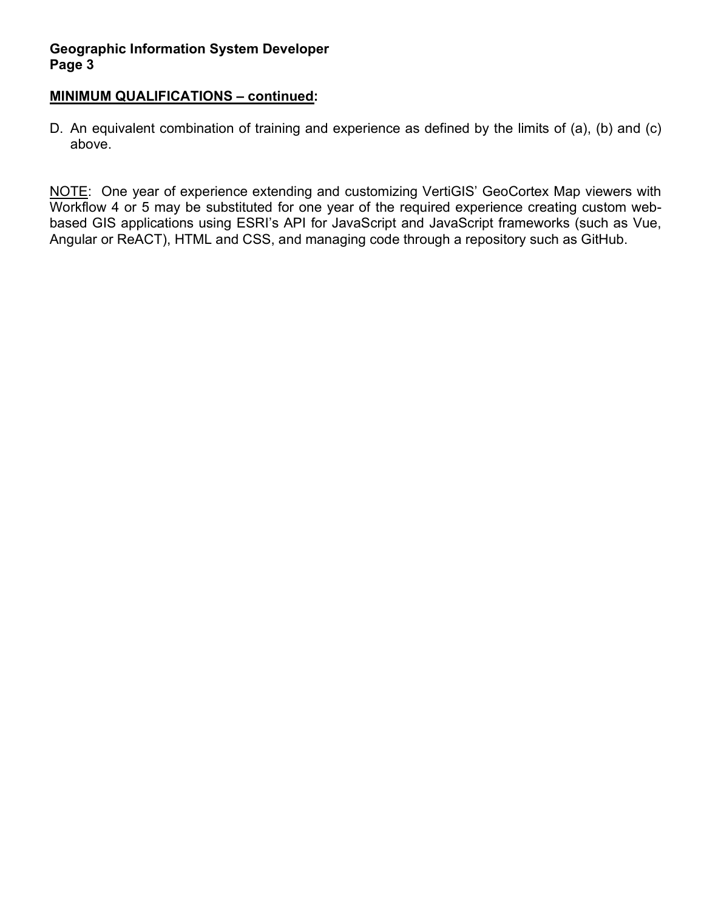**MINIMUM QUALIFICATIONS – continued:**

D. An equivalent combination of training and experience as defined by the limits of (a), (b) and (c) above.

NOTE: One year of experience extending and customizing VertiGIS' GeoCortex Map viewers with Workflow 4 or 5 may be substituted for one year of the required experience creating custom web-based GIS applications using ESRI's API for JavaScript and JavaScript frameworks (such as Vue, Angular or ReACT), HTML and CSS, and managing code through a repository such as GitHub.